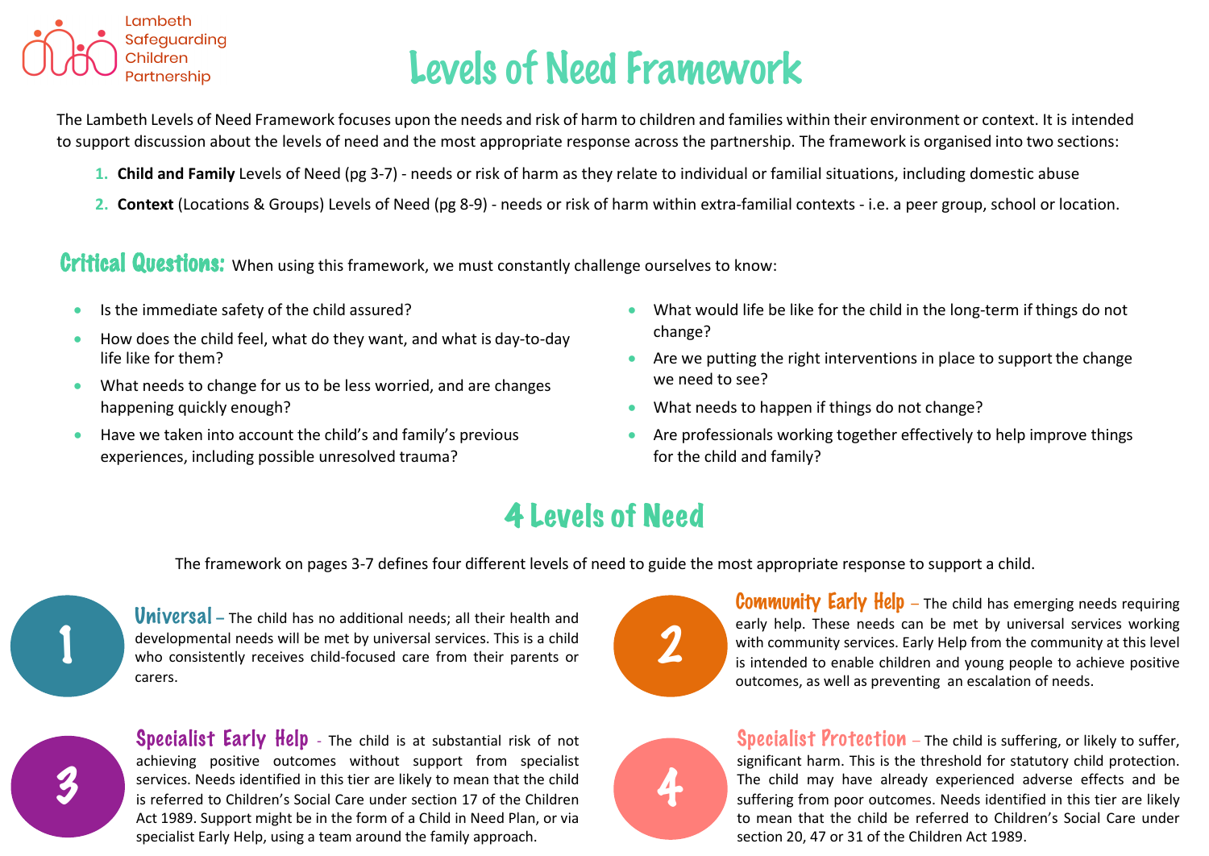Lambeth Safeguarding Children Partnership

# Levels of Need Framework

The Lambeth Levels of Need Framework focuses upon the needs and risk of harm to children and families within their environment or context. It is intended to support discussion about the levels of need and the most appropriate response across the partnership. The framework is organised into two sections:

1. **Child and Family** Levels of Need (pg 3-7) - needs or risk of harm as they relate to individual or familial situations, including domestic abuse
2. **Context** (Locations & Groups) Levels of Need (pg 8-9) - needs or risk of harm within extra-familial contexts - i.e. a peer group, school or location.

## Critical Questions:

When using this framework, we must constantly challenge ourselves to know:

- Is the immediate safety of the child assured?
- How does the child feel, what do they want, and what is day-to-day life like for them?
- What needs to change for us to be less worried, and are changes happening quickly enough?
- Have we taken into account the child's and family's previous experiences, including possible unresolved trauma?
- What would life be like for the child in the long-term if things do not change?
- Are we putting the right interventions in place to support the change we need to see?
- What needs to happen if things do not change?
- Are professionals working together effectively to help improve things for the child and family?

## 4 Levels of Need

The framework on pages 3-7 defines four different levels of need to guide the most appropriate response to support a child.

**1 Universal** – The child has no additional needs; all their health and developmental needs will be met by universal services. This is a child who consistently receives child-focused care from their parents or carers.

**2 Community Early Help** – The child has emerging needs requiring early help. These needs can be met by universal services working with community services. Early Help from the community at this level is intended to enable children and young people to achieve positive outcomes, as well as preventing an escalation of needs.

**3 Specialist Early Help** - The child is at substantial risk of not achieving positive outcomes without support from specialist services. Needs identified in this tier are likely to mean that the child is referred to Children's Social Care under section 17 of the Children Act 1989. Support might be in the form of a Child in Need Plan, or via specialist Early Help, using a team around the family approach.

**4 Specialist Protection** – The child is suffering, or likely to suffer, significant harm. This is the threshold for statutory child protection. The child may have already experienced adverse effects and be suffering from poor outcomes. Needs identified in this tier are likely to mean that the child be referred to Children's Social Care under section 20, 47 or 31 of the Children Act 1989.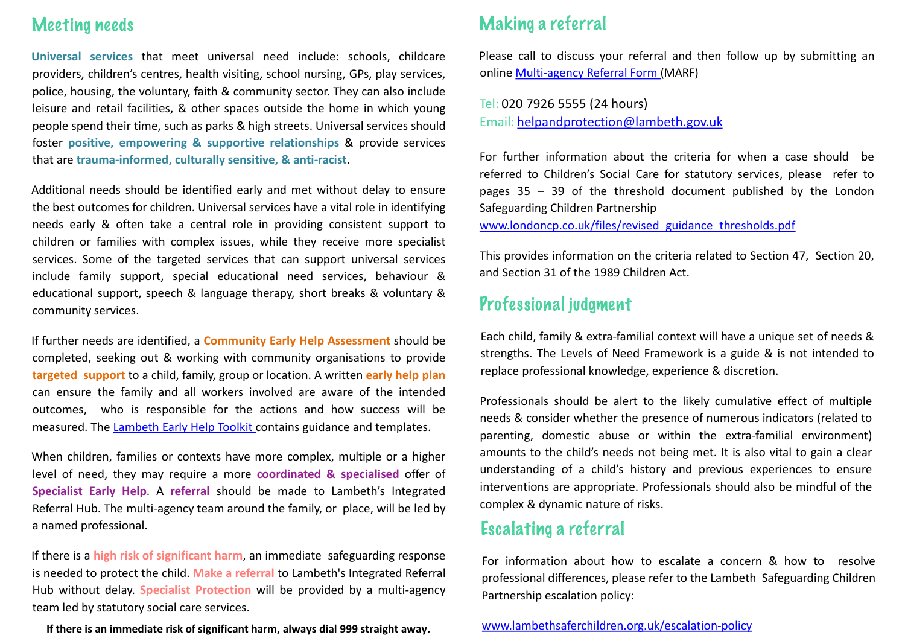## Meeting needs

**Universal services** that meet universal need include: schools, childcare providers, children's centres, health visiting, school nursing, GPs, play services, police, housing, the voluntary, faith & community sector. They can also include leisure and retail facilities, & other spaces outside the home in which young people spend their time, such as parks & high streets. Universal services should foster **positive, empowering & supportive relationships** & provide services that are **trauma-informed, culturally sensitive, & anti-racist**.

Additional needs should be identified early and met without delay to ensure the best outcomes for children. Universal services have a vital role in identifying needs early & often take a central role in providing consistent support to children or families with complex issues, while they receive more specialist services. Some of the targeted services that can support universal services include family support, special educational need services, behaviour & educational support, speech & language therapy, short breaks & voluntary & community services.

If further needs are identified, a **Community Early Help Assessment** should be completed, seeking out & working with community organisations to provide **targeted support** to a child, family, group or location. A written **early help plan** can ensure the family and all workers involved are aware of the intended outcomes, who is responsible for the actions and how success will be measured. The Lambeth Early Help Toolkit contains guidance and templates.

When children, families or contexts have more complex, multiple or a higher level of need, they may require a more **coordinated & specialised** offer of **Specialist Early Help**. A **referral** should be made to Lambeth's Integrated Referral Hub. The multi-agency team around the family, or place, will be led by a named professional.

If there is a **high risk of significant harm**, an immediate safeguarding response is needed to protect the child. **Make a referral** to Lambeth's Integrated Referral Hub without delay. **Specialist Protection** will be provided by a multi-agency team led by statutory social care services.

**If there is an immediate risk of significant harm, always dial 999 straight away.**

## Making a referral

Please call to discuss your referral and then follow up by submitting an online Multi-agency Referral Form (MARF)

Tel: 020 7926 5555 (24 hours)
Email: helpandprotection@lambeth.gov.uk

For further information about the criteria for when a case should be referred to Children's Social Care for statutory services, please refer to pages 35 – 39 of the threshold document published by the London Safeguarding Children Partnership
www.londoncp.co.uk/files/revised_guidance_thresholds.pdf

This provides information on the criteria related to Section 47, Section 20, and Section 31 of the 1989 Children Act.

## Professional judgment

Each child, family & extra-familial context will have a unique set of needs & strengths. The Levels of Need Framework is a guide & is not intended to replace professional knowledge, experience & discretion.

Professionals should be alert to the likely cumulative effect of multiple needs & consider whether the presence of numerous indicators (related to parenting, domestic abuse or within the extra-familial environment) amounts to the child's needs not being met. It is also vital to gain a clear understanding of a child's history and previous experiences to ensure interventions are appropriate. Professionals should also be mindful of the complex & dynamic nature of risks.

## Escalating a referral

For information about how to escalate a concern & how to resolve professional differences, please refer to the Lambeth Safeguarding Children Partnership escalation policy:

www.lambethsaferchildren.org.uk/escalation-policy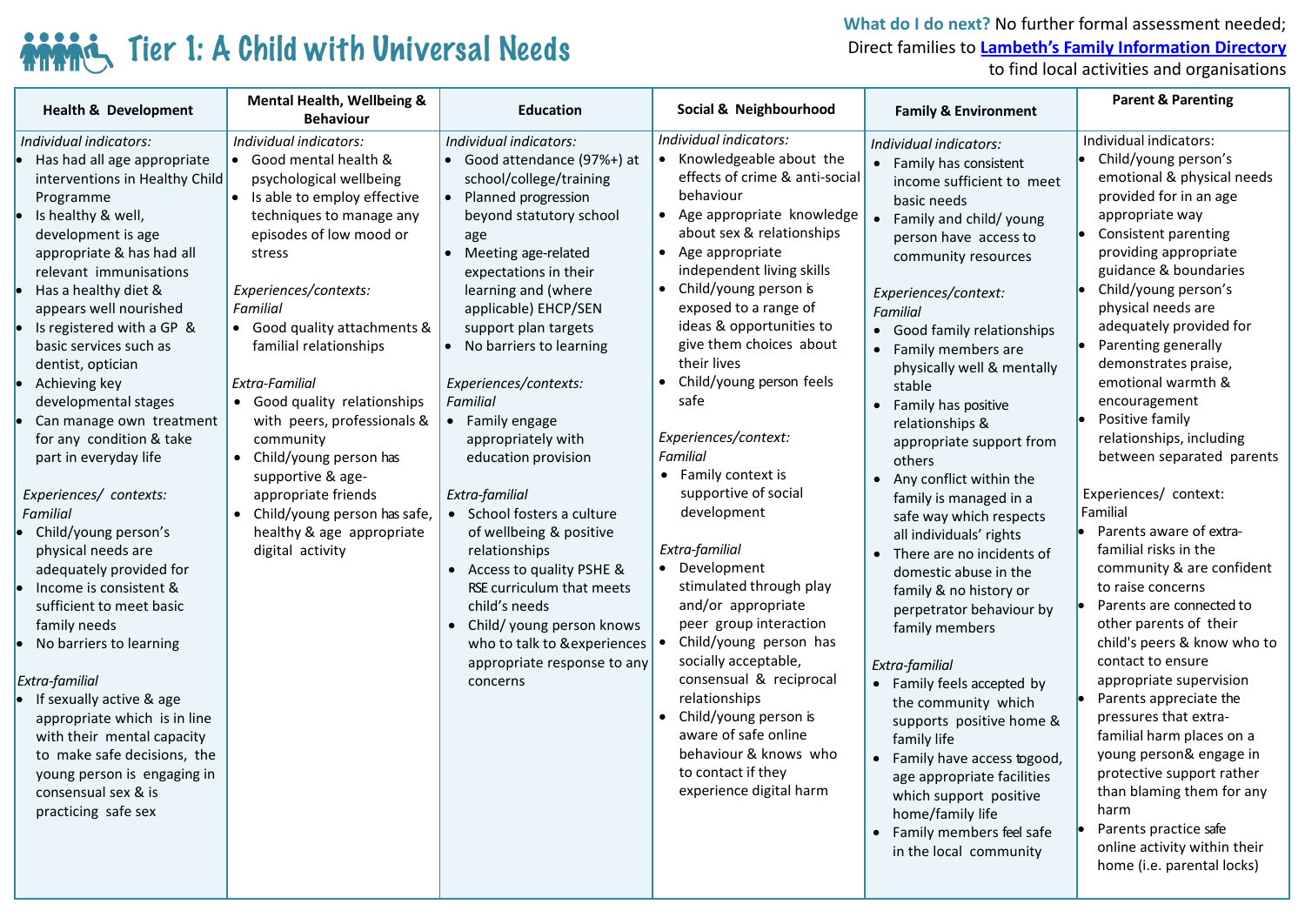# Tier 1: A Child with Universal Needs

**What do I do next?** No further formal assessment needed; Direct families to **Lambeth's Family Information Directory** to find local activities and organisations

| Health & Development | Mental Health, Wellbeing & Behaviour | Education | Social & Neighbourhood | Family & Environment | Parent & Parenting |
|---|---|---|---|---|---|
| *Individual indicators:*<br>• Has had all age appropriate interventions in Healthy Child Programme<br>• Is healthy & well, development is age appropriate & has had all relevant immunisations<br>• Has a healthy diet & appears well nourished<br>• Is registered with a GP & basic services such as dentist, optician<br>• Achieving key developmental stages<br>• Can manage own treatment for any condition & take part in everyday life<br><br>*Experiences/ contexts:*<br>*Familial*<br>• Child/young person's physical needs are adequately provided for<br>• Income is consistent & sufficient to meet basic family needs<br>• No barriers to learning<br><br>*Extra-familial*<br>• If sexually active & age appropriate which is in line with their mental capacity to make safe decisions, the young person is engaging in consensual sex & is practicing safe sex | *Individual indicators:*<br>• Good mental health & psychological wellbeing<br>• Is able to employ effective techniques to manage any episodes of low mood or stress<br><br>*Experiences/contexts:*<br>*Familial*<br>• Good quality attachments & familial relationships<br><br>*Extra-Familial*<br>• Good quality relationships with peers, professionals & community<br>• Child/young person has supportive & age-appropriate friends<br>• Child/young person has safe, healthy & age appropriate digital activity | *Individual indicators:*<br>• Good attendance (97%+) at school/college/training<br>• Planned progression beyond statutory school age<br>• Meeting age-related expectations in their learning and (where applicable) EHCP/SEN support plan targets<br>• No barriers to learning<br><br>*Experiences/contexts:*<br>*Familial*<br>• Family engage appropriately with education provision<br><br>*Extra-familial*<br>• School fosters a culture of wellbeing & positive relationships<br>• Access to quality PSHE & RSE curriculum that meets child's needs<br>• Child/ young person knows who to talk to &experiences appropriate response to any concerns | *Individual indicators:*<br>• Knowledgeable about the effects of crime & anti-social behaviour<br>• Age appropriate knowledge about sex & relationships<br>• Age appropriate independent living skills<br>• Child/young person is exposed to a range of ideas & opportunities to give them choices about their lives<br>• Child/young person feels safe<br><br>*Experiences/context:*<br>*Familial*<br>• Family context is supportive of social development<br><br>*Extra-familial*<br>• Development stimulated through play and/or appropriate peer group interaction<br>• Child/young person has socially acceptable, consensual & reciprocal relationships<br>• Child/young person is aware of safe online behaviour & knows who to contact if they experience digital harm | *Individual indicators:*<br>• Family has consistent income sufficient to meet basic needs<br>• Family and child/ young person have access to community resources<br><br>*Experiences/context:*<br>*Familial*<br>• Good family relationships<br>• Family members are physically well & mentally stable<br>• Family has positive relationships & appropriate support from others<br>• Any conflict within the family is managed in a safe way which respects all individuals' rights<br>• There are no incidents of domestic abuse in the family & no history or perpetrator behaviour by family members<br><br>*Extra-familial*<br>• Family feels accepted by the community which supports positive home & family life<br>• Family have access togood, age appropriate facilities which support positive home/family life<br>• Family members feel safe in the local community | Individual indicators:<br>• Child/young person's emotional & physical needs provided for in an age appropriate way<br>• Consistent parenting providing appropriate guidance & boundaries<br>• Child/young person's physical needs are adequately provided for<br>• Parenting generally demonstrates praise, emotional warmth & encouragement<br>• Positive family relationships, including between separated parents<br><br>Experiences/ context:<br>Familial<br>• Parents aware of extra-familial risks in the community & are confident to raise concerns<br>• Parents are connected to other parents of their child's peers & know who to contact to ensure appropriate supervision<br>• Parents appreciate the pressures that extra-familial harm places on a young person& engage in protective support rather than blaming them for any harm<br>• Parents practice safe online activity within their home (i.e. parental locks) |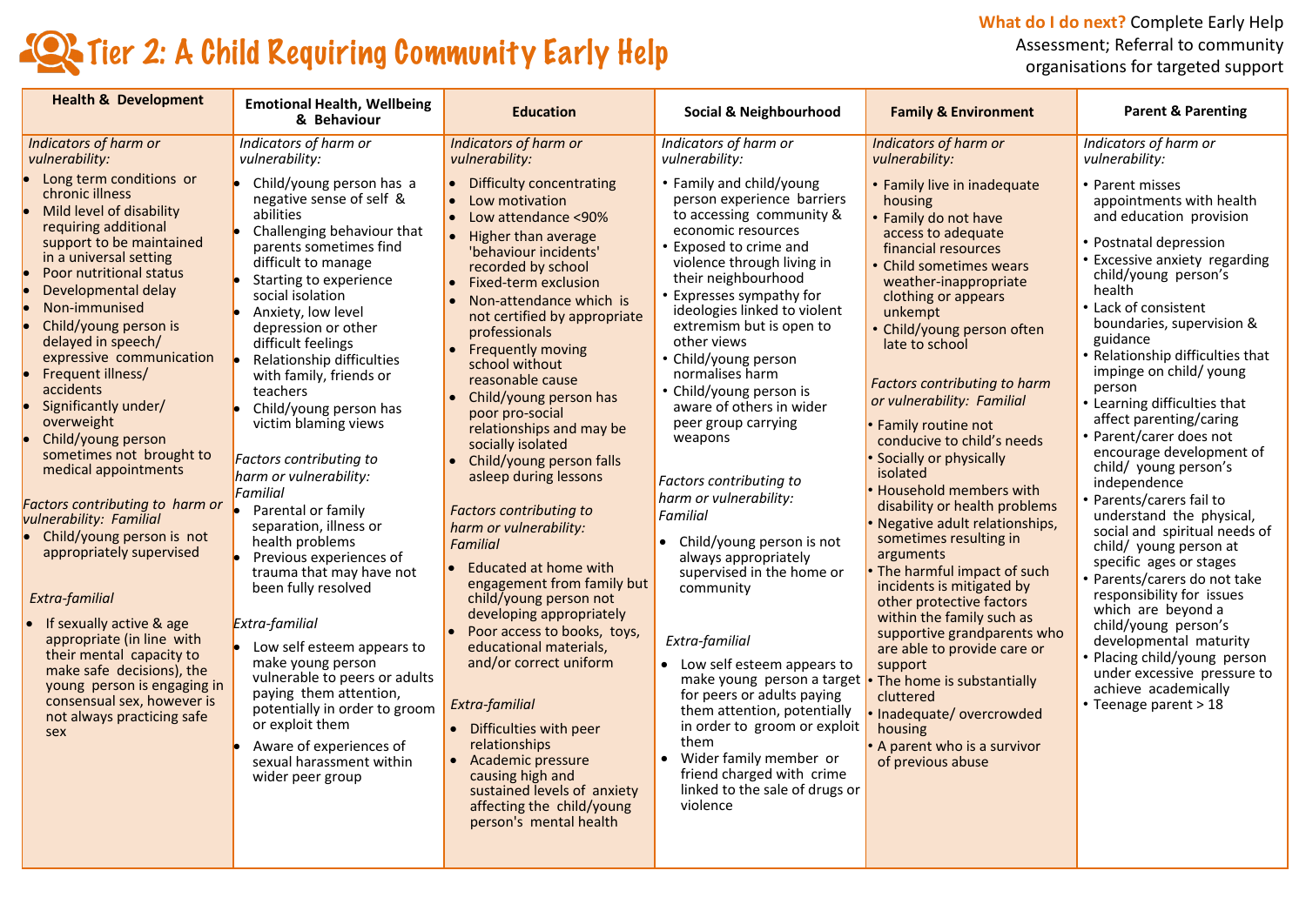# Tier 2: A Child Requiring Community Early Help

**What do I do next?** Complete Early Help Assessment; Referral to community organisations for targeted support

## Health & Development

*Indicators of harm or vulnerability:*

- Long term conditions or chronic illness
- Mild level of disability requiring additional support to be maintained in a universal setting
- Poor nutritional status
- Developmental delay
- Non-immunised
- Child/young person is delayed in speech/ expressive communication
- Frequent illness/ accidents
- Significantly under/ overweight
- Child/young person sometimes not brought to medical appointments

*Factors contributing to harm or vulnerability: Familial*

- Child/young person is not appropriately supervised

*Extra-familial*

- If sexually active & age appropriate (in line with their mental capacity to make safe decisions), the young person is engaging in consensual sex, however is not always practicing safe sex

## Emotional Health, Wellbeing & Behaviour

*Indicators of harm or vulnerability:*

- Child/young person has a negative sense of self & abilities
- Challenging behaviour that parents sometimes find difficult to manage
- Starting to experience social isolation
- Anxiety, low level depression or other difficult feelings
- Relationship difficulties with family, friends or teachers
- Child/young person has victim blaming views

*Factors contributing to harm or vulnerability: Familial*

- Parental or family separation, illness or health problems
- Previous experiences of trauma that may have not been fully resolved

*Extra-familial*

- Low self esteem appears to make young person vulnerable to peers or adults paying them attention, potentially in order to groom or exploit them
- Aware of experiences of sexual harassment within wider peer group

## Education

*Indicators of harm or vulnerability:*

- Difficulty concentrating
- Low motivation
- Low attendance <90%
- Higher than average 'behaviour incidents' recorded by school
- Fixed-term exclusion
- Non-attendance which is not certified by appropriate professionals
- Frequently moving school without reasonable cause
- Child/young person has poor pro-social relationships and may be socially isolated
- Child/young person falls asleep during lessons

*Factors contributing to harm or vulnerability: Familial*

- Educated at home with engagement from family but child/young person not developing appropriately
- Poor access to books, toys, educational materials, and/or correct uniform

*Extra-familial*

- Difficulties with peer relationships
- Academic pressure causing high and sustained levels of anxiety affecting the child/young person's mental health

## Social & Neighbourhood

*Indicators of harm or vulnerability:*

- Family and child/young person experience barriers to accessing community & economic resources
- Exposed to crime and violence through living in their neighbourhood
- Expresses sympathy for ideologies linked to violent extremism but is open to other views
- Child/young person normalises harm
- Child/young person is aware of others in wider peer group carrying weapons

*Factors contributing to harm or vulnerability: Familial*

- Child/young person is not always appropriately supervised in the home or community

*Extra-familial*

- Low self esteem appears to make young person a target for peers or adults paying them attention, potentially in order to groom or exploit them
- Wider family member or friend charged with crime linked to the sale of drugs or violence

## Family & Environment

*Indicators of harm or vulnerability:*

- Family live in inadequate housing
- Family do not have access to adequate financial resources
- Child sometimes wears weather-inappropriate clothing or appears unkempt
- Child/young person often late to school

*Factors contributing to harm or vulnerability: Familial*

- Family routine not conducive to child's needs
- Socially or physically isolated
- Household members with disability or health problems
- Negative adult relationships, sometimes resulting in arguments
- The harmful impact of such incidents is mitigated by other protective factors within the family such as supportive grandparents who are able to provide care or support
- The home is substantially cluttered
- Inadequate/ overcrowded housing
- A parent who is a survivor of previous abuse

## Parent & Parenting

*Indicators of harm or vulnerability:*

- Parent misses appointments with health and education provision
- Postnatal depression
- Excessive anxiety regarding child/young person's health
- Lack of consistent boundaries, supervision & guidance
- Relationship difficulties that impinge on child/ young person
- Learning difficulties that affect parenting/caring
- Parent/carer does not encourage development of child/ young person's independence
- Parents/carers fail to understand the physical, social and spiritual needs of child/ young person at specific ages or stages
- Parents/carers do not take responsibility for issues which are beyond a child/young person's developmental maturity
- Placing child/young person under excessive pressure to achieve academically
- Teenage parent > 18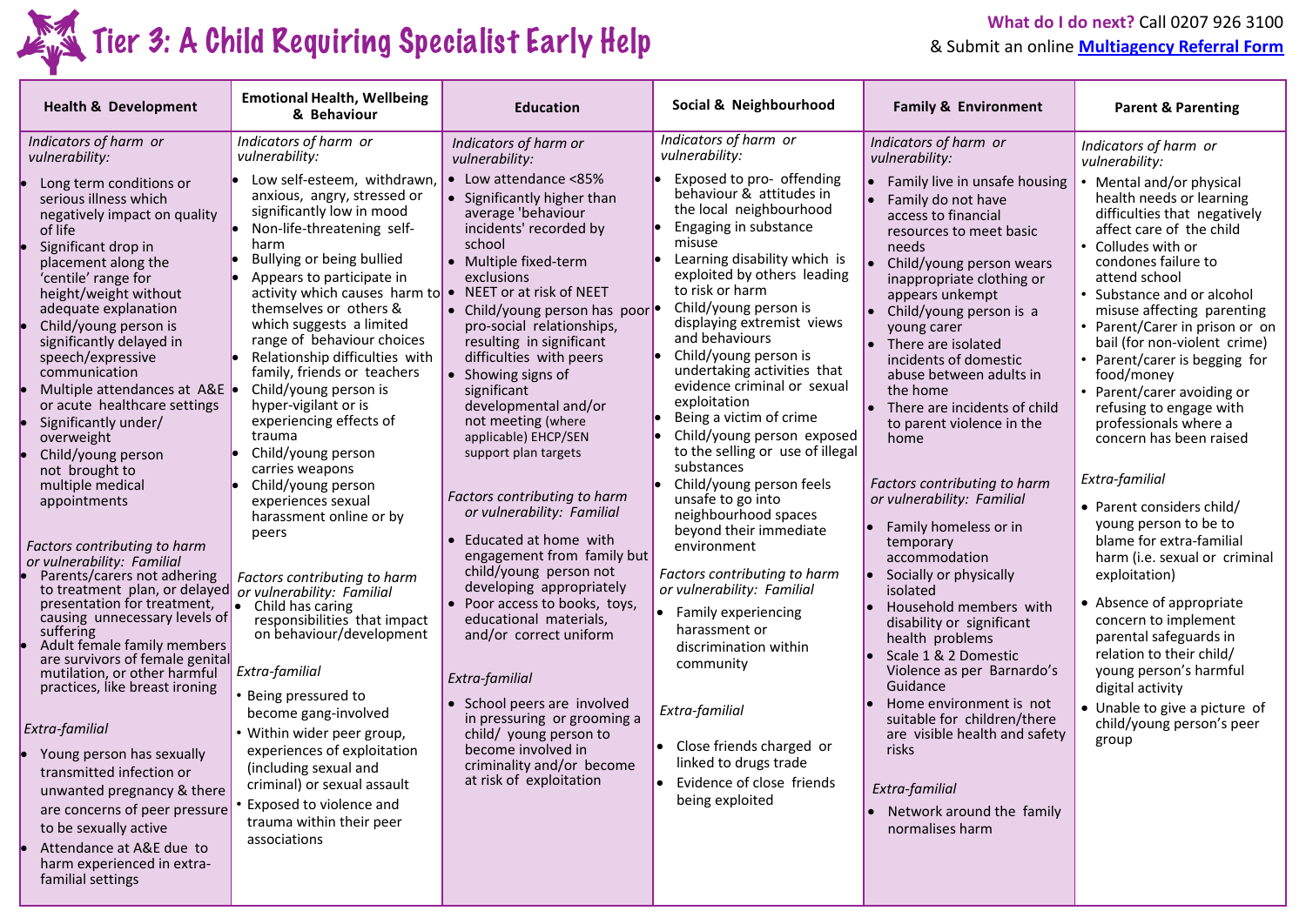# Tier 3: A Child Requiring Specialist Early Help

**What do I do next?** Call 0207 926 3100
& Submit an online **Multiagency Referral Form**

| Health & Development | Emotional Health, Wellbeing & Behaviour | Education | Social & Neighbourhood | Family & Environment | Parent & Parenting |
|---|---|---|---|---|---|
| *Indicators of harm or vulnerability:*<br>• Long term conditions or serious illness which negatively impact on quality of life<br>• Significant drop in placement along the 'centile' range for height/weight without adequate explanation<br>• Child/young person is significantly delayed in speech/expressive communication<br>• Multiple attendances at A&E or acute healthcare settings<br>• Significantly under/overweight<br>• Child/young person not brought to multiple medical appointments<br><br>*Factors contributing to harm or vulnerability: Familial*<br>• Parents/carers not adhering to treatment plan, or delayed presentation for treatment, causing unnecessary levels of suffering<br>• Adult female family members are survivors of female genital mutilation, or other harmful practices, like breast ironing<br><br>*Extra-familial*<br>• Young person has sexually transmitted infection or unwanted pregnancy & there are concerns of peer pressure to be sexually active<br>• Attendance at A&E due to harm experienced in extra-familial settings | *Indicators of harm or vulnerability:*<br>• Low self-esteem, withdrawn, anxious, angry, stressed or significantly low in mood<br>• Non-life-threatening self-harm<br>• Bullying or being bullied<br>• Appears to participate in activity which causes harm to themselves or others & which suggests a limited range of behaviour choices<br>• Relationship difficulties with family, friends or teachers<br>• Child/young person is hyper-vigilant or is experiencing effects of trauma<br>• Child/young person carries weapons<br>• Child/young person experiences sexual harassment online or by peers<br><br>*Factors contributing to harm or vulnerability: Familial*<br>• Child has caring responsibilities that impact on behaviour/development<br><br>*Extra-familial*<br>• Being pressured to become gang-involved<br>• Within wider peer group, experiences of exploitation (including sexual and criminal) or sexual assault<br>• Exposed to violence and trauma within their peer associations | *Indicators of harm or vulnerability:*<br>• Low attendance <85%<br>• Significantly higher than average 'behaviour incidents' recorded by school<br>• Multiple fixed-term exclusions<br>• NEET or at risk of NEET<br>• Child/young person has poor pro-social relationships, resulting in significant difficulties with peers<br>• Showing signs of significant developmental and/or not meeting (where applicable) EHCP/SEN support plan targets<br><br>*Factors contributing to harm or vulnerability: Familial*<br>• Educated at home with engagement from family but child/young person not developing appropriately<br>• Poor access to books, toys, educational materials, and/or correct uniform<br><br>*Extra-familial*<br>• School peers are involved in pressuring or grooming a child/ young person to become involved in criminality and/or become at risk of exploitation | *Indicators of harm or vulnerability:*<br>• Exposed to pro- offending behaviour & attitudes in the local neighbourhood<br>• Engaging in substance misuse<br>• Learning disability which is exploited by others leading to risk or harm<br>• Child/young person is displaying extremist views and behaviours<br>• Child/young person is undertaking activities that evidence criminal or sexual exploitation<br>• Being a victim of crime<br>• Child/young person exposed to the selling or use of illegal substances<br>• Child/young person feels unsafe to go into neighbourhood spaces beyond their immediate environment<br><br>*Factors contributing to harm or vulnerability: Familial*<br>• Family experiencing harassment or discrimination within community<br><br>*Extra-familial*<br>• Close friends charged or linked to drugs trade<br>• Evidence of close friends being exploited | *Indicators of harm or vulnerability:*<br>• Family live in unsafe housing<br>• Family do not have access to financial resources to meet basic needs<br>• Child/young person wears inappropriate clothing or appears unkempt<br>• Child/young person is a young carer<br>• There are isolated incidents of domestic abuse between adults in the home<br>• There are incidents of child to parent violence in the home<br><br>*Factors contributing to harm or vulnerability: Familial*<br>• Family homeless or in temporary accommodation<br>• Socially or physically isolated<br>• Household members with disability or significant health problems<br>• Scale 1 & 2 Domestic Violence as per Barnardo's Guidance<br>• Home environment is not suitable for children/there are visible health and safety risks<br><br>*Extra-familial*<br>• Network around the family normalises harm | *Indicators of harm or vulnerability:*<br>• Mental and/or physical health needs or learning difficulties that negatively affect care of the child<br>• Colludes with or condones failure to attend school<br>• Substance and or alcohol misuse affecting parenting<br>• Parent/Carer in prison or on bail (for non-violent crime)<br>• Parent/carer is begging for food/money<br>• Parent/carer avoiding or refusing to engage with professionals where a concern has been raised<br><br>*Extra-familial*<br>• Parent considers child/young person to be to blame for extra-familial harm (i.e. sexual or criminal exploitation)<br>• Absence of appropriate concern to implement parental safeguards in relation to their child/young person's harmful digital activity<br>• Unable to give a picture of child/young person's peer group |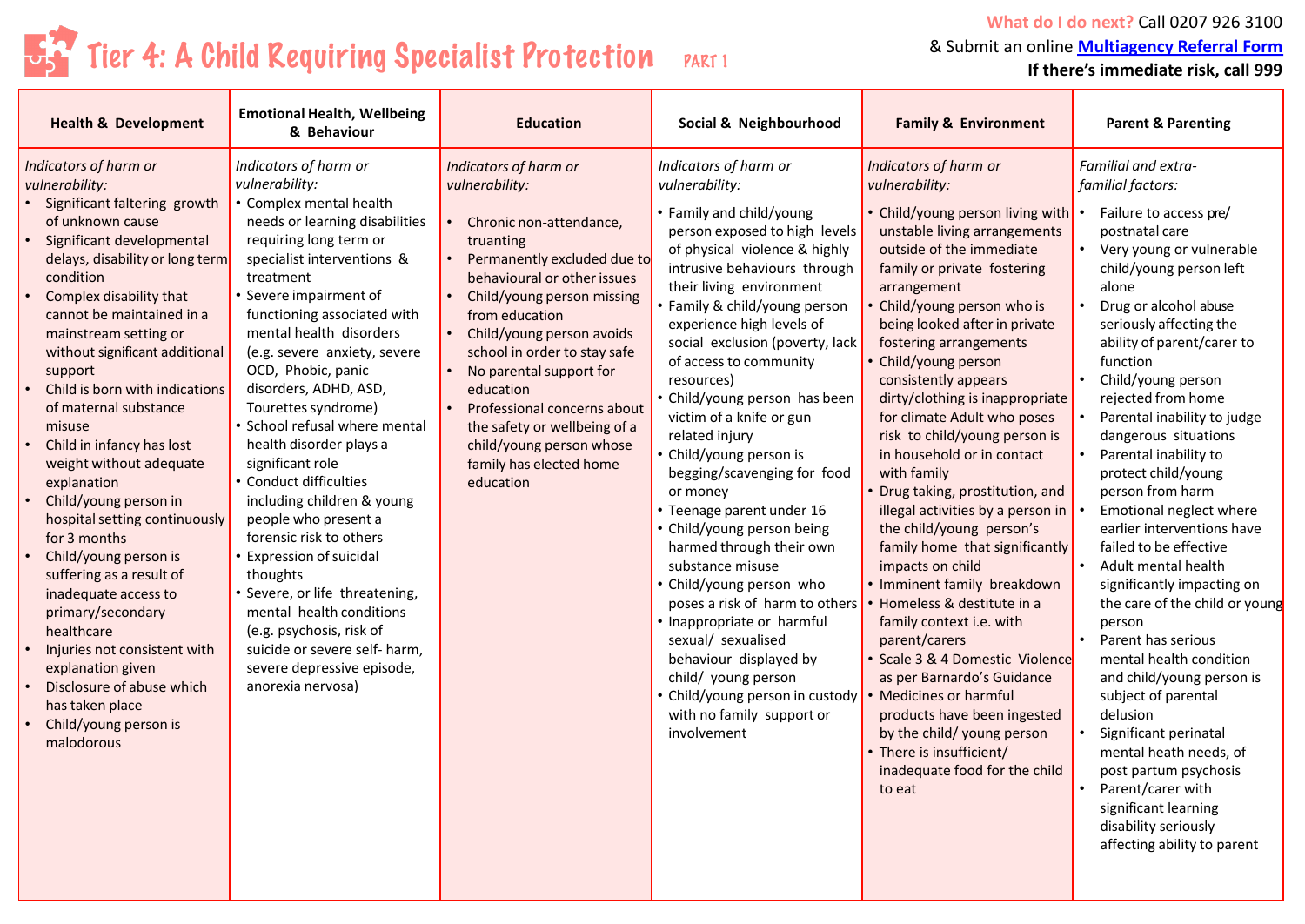# Tier 4: A Child Requiring Specialist Protection PART 1

**What do I do next?** Call 0207 926 3100
& Submit an online **Multiagency Referral Form**
**If there's immediate risk, call 999**

| Health & Development | Emotional Health, Wellbeing & Behaviour | Education | Social & Neighbourhood | Family & Environment | Parent & Parenting |
|---|---|---|---|---|---|
| *Indicators of harm or vulnerability:*<br>• Significant faltering growth of unknown cause<br>• Significant developmental delays, disability or long term condition<br>• Complex disability that cannot be maintained in a mainstream setting or without significant additional support<br>• Child is born with indications of maternal substance misuse<br>• Child in infancy has lost weight without adequate explanation<br>• Child/young person in hospital setting continuously for 3 months<br>• Child/young person is suffering as a result of inadequate access to primary/secondary healthcare<br>• Injuries not consistent with explanation given<br>• Disclosure of abuse which has taken place<br>• Child/young person is malodorous | *Indicators of harm or vulnerability:*<br>• Complex mental health needs or learning disabilities requiring long term or specialist interventions & treatment<br>• Severe impairment of functioning associated with mental health disorders (e.g. severe anxiety, severe OCD, Phobic, panic disorders, ADHD, ASD, Tourettes syndrome)<br>• School refusal where mental health disorder plays a significant role<br>• Conduct difficulties including children & young people who present a forensic risk to others<br>• Expression of suicidal thoughts<br>• Severe, or life threatening, mental health conditions (e.g. psychosis, risk of suicide or severe self- harm, severe depressive episode, anorexia nervosa) | *Indicators of harm or vulnerability:*<br>• Chronic non-attendance, truanting<br>• Permanently excluded due to behavioural or other issues<br>• Child/young person missing from education<br>• Child/young person avoids school in order to stay safe<br>• No parental support for education<br>• Professional concerns about the safety or wellbeing of a child/young person whose family has elected home education | *Indicators of harm or vulnerability:*<br>• Family and child/young person exposed to high levels of physical violence & highly intrusive behaviours through their living environment<br>• Family & child/young person experience high levels of social exclusion (poverty, lack of access to community resources)<br>• Child/young person has been victim of a knife or gun related injury<br>• Child/young person is begging/scavenging for food or money<br>• Teenage parent under 16<br>• Child/young person being harmed through their own substance misuse<br>• Child/young person who poses a risk of harm to others<br>• Inappropriate or harmful sexual/ sexualised behaviour displayed by child/ young person<br>• Child/young person in custody with no family support or involvement | *Indicators of harm or vulnerability:*<br>• Child/young person living with unstable living arrangements outside of the immediate family or private fostering arrangement<br>• Child/young person who is being looked after in private fostering arrangements<br>• Child/young person consistently appears dirty/clothing is inappropriate for climate Adult who poses risk to child/young person is in household or in contact with family<br>• Drug taking, prostitution, and illegal activities by a person in the child/young person's family home that significantly impacts on child<br>• Imminent family breakdown<br>• Homeless & destitute in a family context i.e. with parent/carers<br>• Scale 3 & 4 Domestic Violence as per Barnardo's Guidance<br>• Medicines or harmful products have been ingested by the child/ young person<br>• There is insufficient/ inadequate food for the child to eat | *Familial and extra-familial factors:*<br>• Failure to access pre/ postnatal care<br>• Very young or vulnerable child/young person left alone<br>• Drug or alcohol abuse seriously affecting the ability of parent/carer to function<br>• Child/young person rejected from home<br>• Parental inability to judge dangerous situations<br>• Parental inability to protect child/young person from harm<br>• Emotional neglect where earlier interventions have failed to be effective<br>• Adult mental health significantly impacting on the care of the child or young person<br>• Parent has serious mental health condition and child/young person is subject of parental delusion<br>• Significant perinatal mental heath needs, of post partum psychosis<br>• Parent/carer with significant learning disability seriously affecting ability to parent |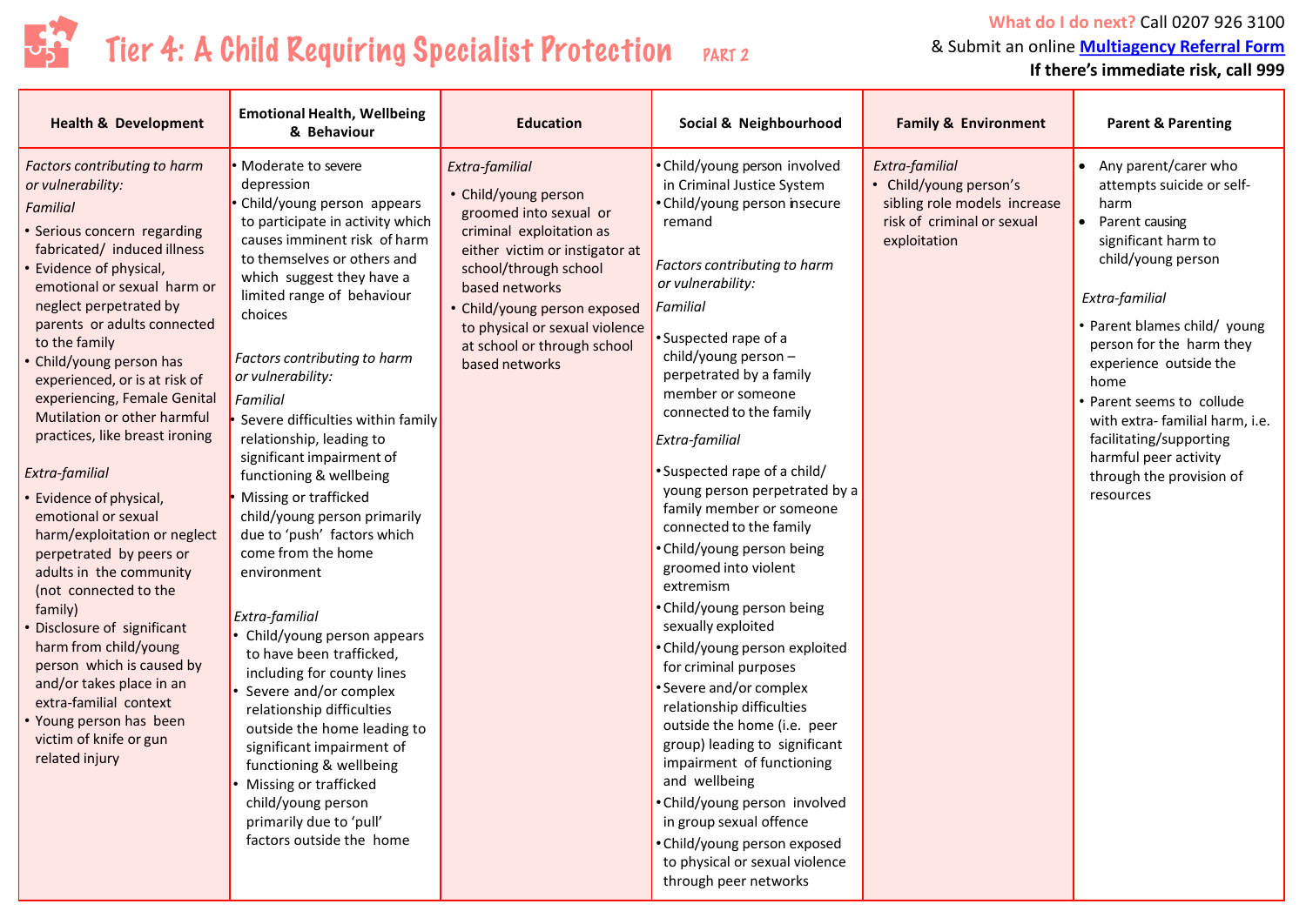# Tier 4: A Child Requiring Specialist Protection PART 2

**What do I do next?** Call 0207 926 3100
& Submit an online **Multiagency Referral Form**
**If there's immediate risk, call 999**

| Health & Development | Emotional Health, Wellbeing & Behaviour | Education | Social & Neighbourhood | Family & Environment | Parent & Parenting |
|---|---|---|---|---|---|
| *Factors contributing to harm or vulnerability:*<br>*Familial*<br>• Serious concern regarding fabricated/ induced illness<br>• Evidence of physical, emotional or sexual harm or neglect perpetrated by parents or adults connected to the family<br>• Child/young person has experienced, or is at risk of experiencing, Female Genital Mutilation or other harmful practices, like breast ironing<br>*Extra-familial*<br>• Evidence of physical, emotional or sexual harm/exploitation or neglect perpetrated by peers or adults in the community (not connected to the family)<br>• Disclosure of significant harm from child/young person which is caused by and/or takes place in an extra-familial context<br>• Young person has been victim of knife or gun related injury | • Moderate to severe depression<br>• Child/young person appears to participate in activity which causes imminent risk of harm to themselves or others and which suggest they have a limited range of behaviour choices<br>*Factors contributing to harm or vulnerability:*<br>*Familial*<br>• Severe difficulties within family relationship, leading to significant impairment of functioning & wellbeing<br>• Missing or trafficked child/young person primarily due to 'push' factors which come from the home environment<br>*Extra-familial*<br>• Child/young person appears to have been trafficked, including for county lines<br>• Severe and/or complex relationship difficulties outside the home leading to significant impairment of functioning & wellbeing<br>• Missing or trafficked child/young person primarily due to 'pull' factors outside the home | *Extra-familial*<br>• Child/young person groomed into sexual or criminal exploitation as either victim or instigator at school/through school based networks<br>• Child/young person exposed to physical or sexual violence at school or through school based networks | • Child/young person involved in Criminal Justice System<br>• Child/young person insecure remand<br>*Factors contributing to harm or vulnerability:*<br>*Familial*<br>• Suspected rape of a child/young person – perpetrated by a family member or someone connected to the family<br>*Extra-familial*<br>• Suspected rape of a child/ young person perpetrated by a family member or someone connected to the family<br>• Child/young person being groomed into violent extremism<br>• Child/young person being sexually exploited<br>• Child/young person exploited for criminal purposes<br>• Severe and/or complex relationship difficulties outside the home (i.e. peer group) leading to significant impairment of functioning and wellbeing<br>• Child/young person involved in group sexual offence<br>• Child/young person exposed to physical or sexual violence through peer networks | *Extra-familial*<br>• Child/young person's sibling role models increase risk of criminal or sexual exploitation | • Any parent/carer who attempts suicide or self-harm<br>• Parent causing significant harm to child/young person<br>*Extra-familial*<br>• Parent blames child/ young person for the harm they experience outside the home<br>• Parent seems to collude with extra- familial harm, i.e. facilitating/supporting harmful peer activity through the provision of resources |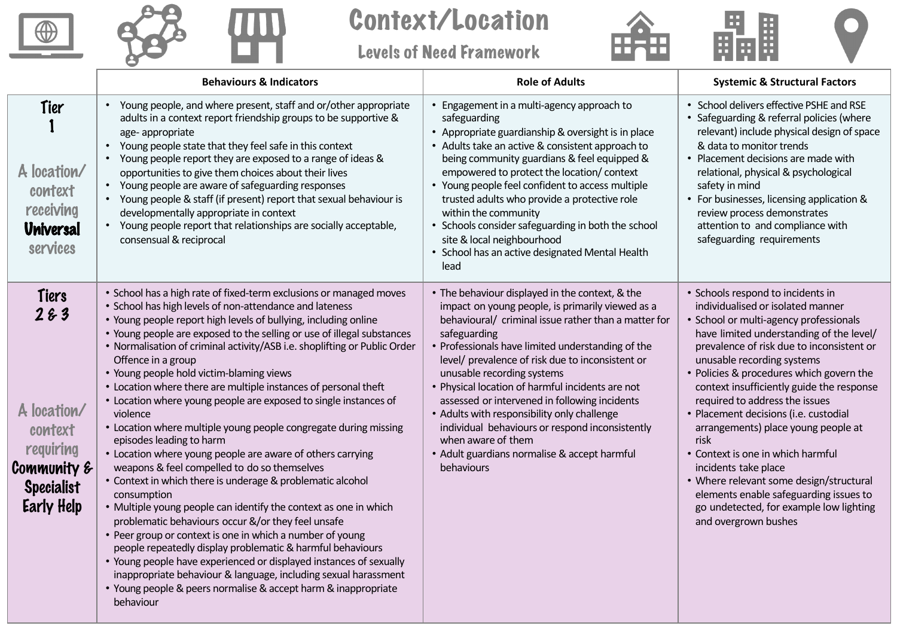# Context/Location

## Levels of Need Framework

| | Behaviours & Indicators | Role of Adults | Systemic & Structural Factors |
|---|---|---|---|
| **Tier 1**<br><br>A location/ context receiving **Universal** services | • Young people, and where present, staff and or/other appropriate adults in a context report friendship groups to be supportive & age- appropriate<br>• Young people state that they feel safe in this context<br>• Young people report they are exposed to a range of ideas & opportunities to give them choices about their lives<br>• Young people are aware of safeguarding responses<br>• Young people & staff (if present) report that sexual behaviour is developmentally appropriate in context<br>• Young people report that relationships are socially acceptable, consensual & reciprocal | • Engagement in a multi-agency approach to safeguarding<br>• Appropriate guardianship & oversight is in place<br>• Adults take an active & consistent approach to being community guardians & feel equipped & empowered to protect the location/ context<br>• Young people feel confident to access multiple trusted adults who provide a protective role within the community<br>• Schools consider safeguarding in both the school site & local neighbourhood<br>• School has an active designated Mental Health lead | • School delivers effective PSHE and RSE<br>• Safeguarding & referral policies (where relevant) include physical design of space & data to monitor trends<br>• Placement decisions are made with relational, physical & psychological safety in mind<br>• For businesses, licensing application & review process demonstrates attention to and compliance with safeguarding requirements |
| **Tiers 2 & 3**<br><br>A location/ context requiring **Community & Specialist Early Help** | • School has a high rate of fixed-term exclusions or managed moves<br>• School has high levels of non-attendance and lateness<br>• Young people report high levels of bullying, including online<br>• Young people are exposed to the selling or use of illegal substances<br>• Normalisation of criminal activity/ASB i.e. shoplifting or Public Order Offence in a group<br>• Young people hold victim-blaming views<br>• Location where there are multiple instances of personal theft<br>• Location where young people are exposed to single instances of violence<br>• Location where multiple young people congregate during missing episodes leading to harm<br>• Location where young people are aware of others carrying weapons & feel compelled to do so themselves<br>• Context in which there is underage & problematic alcohol consumption<br>• Multiple young people can identify the context as one in which problematic behaviours occur &/or they feel unsafe<br>• Peer group or context is one in which a number of young people repeatedly display problematic & harmful behaviours<br>• Young people have experienced or displayed instances of sexually inappropriate behaviour & language, including sexual harassment<br>• Young people & peers normalise & accept harm & inappropriate behaviour | • The behaviour displayed in the context, & the impact on young people, is primarily viewed as a behavioural/ criminal issue rather than a matter for safeguarding<br>• Professionals have limited understanding of the level/ prevalence of risk due to inconsistent or unusable recording systems<br>• Physical location of harmful incidents are not assessed or intervened in following incidents<br>• Adults with responsibility only challenge individual behaviours or respond inconsistently when aware of them<br>• Adult guardians normalise & accept harmful behaviours | • Schools respond to incidents in individualised or isolated manner<br>• School or multi-agency professionals have limited understanding of the level/ prevalence of risk due to inconsistent or unusable recording systems<br>• Policies & procedures which govern the context insufficiently guide the response required to address the issues<br>• Placement decisions (i.e. custodial arrangements) place young people at risk<br>• Context is one in which harmful incidents take place<br>• Where relevant some design/structural elements enable safeguarding issues to go undetected, for example low lighting and overgrown bushes |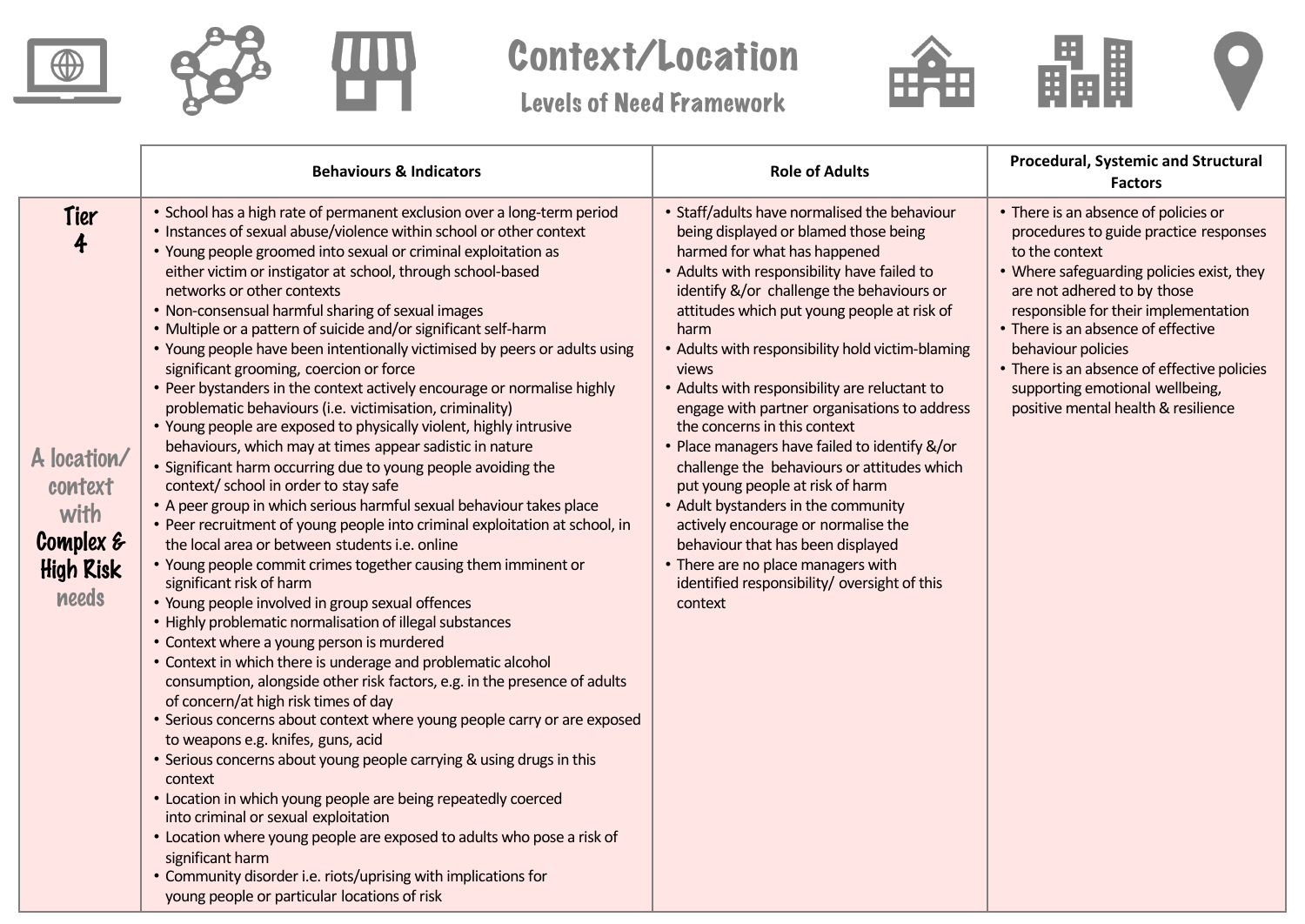# Context/Location

## Levels of Need Framework

| | Behaviours & Indicators | Role of Adults | Procedural, Systemic and Structural Factors |
|---|---|---|---|
| **Tier 4**<br><br>A location/ context with **Complex & High Risk** needs | • School has a high rate of permanent exclusion over a long-term period<br>• Instances of sexual abuse/violence within school or other context<br>• Young people groomed into sexual or criminal exploitation as either victim or instigator at school, through school-based networks or other contexts<br>• Non-consensual harmful sharing of sexual images<br>• Multiple or a pattern of suicide and/or significant self-harm<br>• Young people have been intentionally victimised by peers or adults using significant grooming, coercion or force<br>• Peer bystanders in the context actively encourage or normalise highly problematic behaviours (i.e. victimisation, criminality)<br>• Young people are exposed to physically violent, highly intrusive behaviours, which may at times appear sadistic in nature<br>• Significant harm occurring due to young people avoiding the context/ school in order to stay safe<br>• A peer group in which serious harmful sexual behaviour takes place<br>• Peer recruitment of young people into criminal exploitation at school, in the local area or between students i.e. online<br>• Young people commit crimes together causing them imminent or significant risk of harm<br>• Young people involved in group sexual offences<br>• Highly problematic normalisation of illegal substances<br>• Context where a young person is murdered<br>• Context in which there is underage and problematic alcohol consumption, alongside other risk factors, e.g. in the presence of adults of concern/at high risk times of day<br>• Serious concerns about context where young people carry or are exposed to weapons e.g. knifes, guns, acid<br>• Serious concerns about young people carrying & using drugs in this context<br>• Location in which young people are being repeatedly coerced into criminal or sexual exploitation<br>• Location where young people are exposed to adults who pose a risk of significant harm<br>• Community disorder i.e. riots/uprising with implications for young people or particular locations of risk | • Staff/adults have normalised the behaviour being displayed or blamed those being harmed for what has happened<br>• Adults with responsibility have failed to identify &/or challenge the behaviours or attitudes which put young people at risk of harm<br>• Adults with responsibility hold victim-blaming views<br>• Adults with responsibility are reluctant to engage with partner organisations to address the concerns in this context<br>• Place managers have failed to identify &/or challenge the behaviours or attitudes which put young people at risk of harm<br>• Adult bystanders in the community actively encourage or normalise the behaviour that has been displayed<br>• There are no place managers with identified responsibility/ oversight of this context | • There is an absence of policies or procedures to guide practice responses to the context<br>• Where safeguarding policies exist, they are not adhered to by those responsible for their implementation<br>• There is an absence of effective behaviour policies<br>• There is an absence of effective policies supporting emotional wellbeing, positive mental health & resilience |